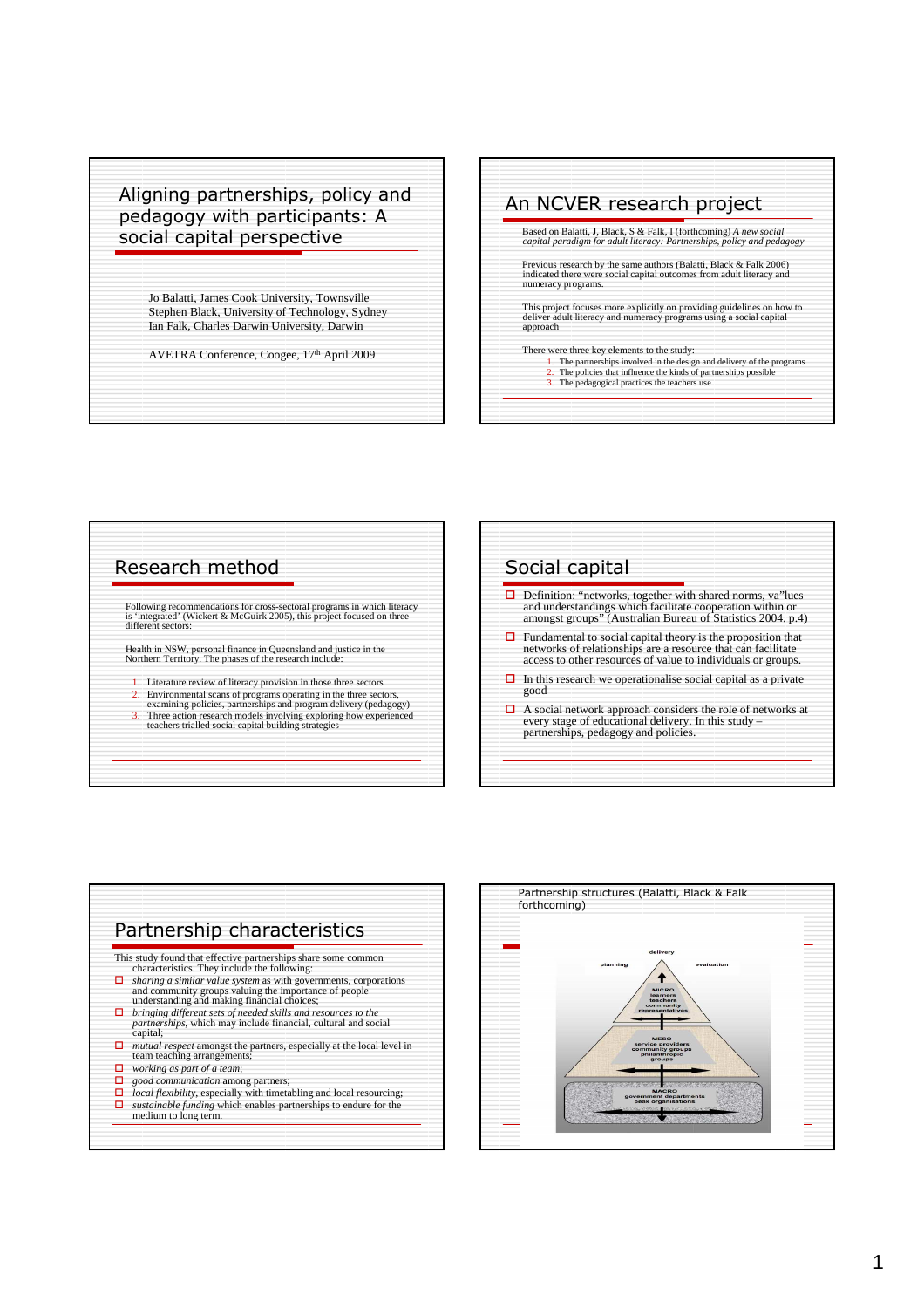## Aligning partnerships, policy and pedagogy with participants: A social capital perspective

Jo Balatti, James Cook University, Townsville
Stephen Black, University of Technology, Sydney
Ian Falk, Charles Darwin University, Darwin

AVETRA Conference, Coogee, 17th April 2009

## An NCVER research project

Based on Balatti, J, Black, S & Falk, I (forthcoming) *A new social capital paradigm for adult literacy: Partnerships, policy and pedagogy*

Previous research by the same authors (Balatti, Black & Falk 2006) indicated there were social capital outcomes from adult literacy and numeracy programs.

This project focuses more explicitly on providing guidelines on how to deliver adult literacy and numeracy programs using a social capital approach

There were three key elements to the study:

1. The partnerships involved in the design and delivery of the programs
2. The policies that influence the kinds of partnerships possible
3. The pedagogical practices the teachers use

## Research method

Following recommendations for cross-sectoral programs in which literacy is 'integrated' (Wickert & McGuirk 2005), this project focused on three different sectors:

Health in NSW, personal finance in Queensland and justice in the Northern Territory. The phases of the research include:

1. Literature review of literacy provision in those three sectors
2. Environmental scans of programs operating in the three sectors, examining policies, partnerships and program delivery (pedagogy)
3. Three action research models involving exploring how experienced teachers trialled social capital building strategies

## Social capital

- Definition: "networks, together with shared norms, va"lues and understandings which facilitate cooperation within or amongst groups" (Australian Bureau of Statistics 2004, p.4)
- Fundamental to social capital theory is the proposition that networks of relationships are a resource that can facilitate access to other resources of value to individuals or groups.
- In this research we operationalise social capital as a private good
- A social network approach considers the role of networks at every stage of educational delivery. In this study – partnerships, pedagogy and policies.

## Partnership characteristics

This study found that effective partnerships share some common characteristics. They include the following:

- *sharing a similar value system* as with governments, corporations and community groups valuing the importance of people understanding and making financial choices;
- *bringing different sets of needed skills and resources to the partnerships*, which may include financial, cultural and social capital;
- *mutual respect* amongst the partners, especially at the local level in team teaching arrangements;
- *working as part of a team*;
- *good communication* among partners;
- *local flexibility*, especially with timetabling and local resourcing;
- *sustainable funding* which enables partnerships to endure for the medium to long term.

## Partnership structures (Balatti, Black & Falk forthcoming)

delivery
planning
evaluation

MICRO
learners
teachers
community
representatives

MESO
service providers
community groups
philanthropic
groups

MACRO
government departments
peak organisations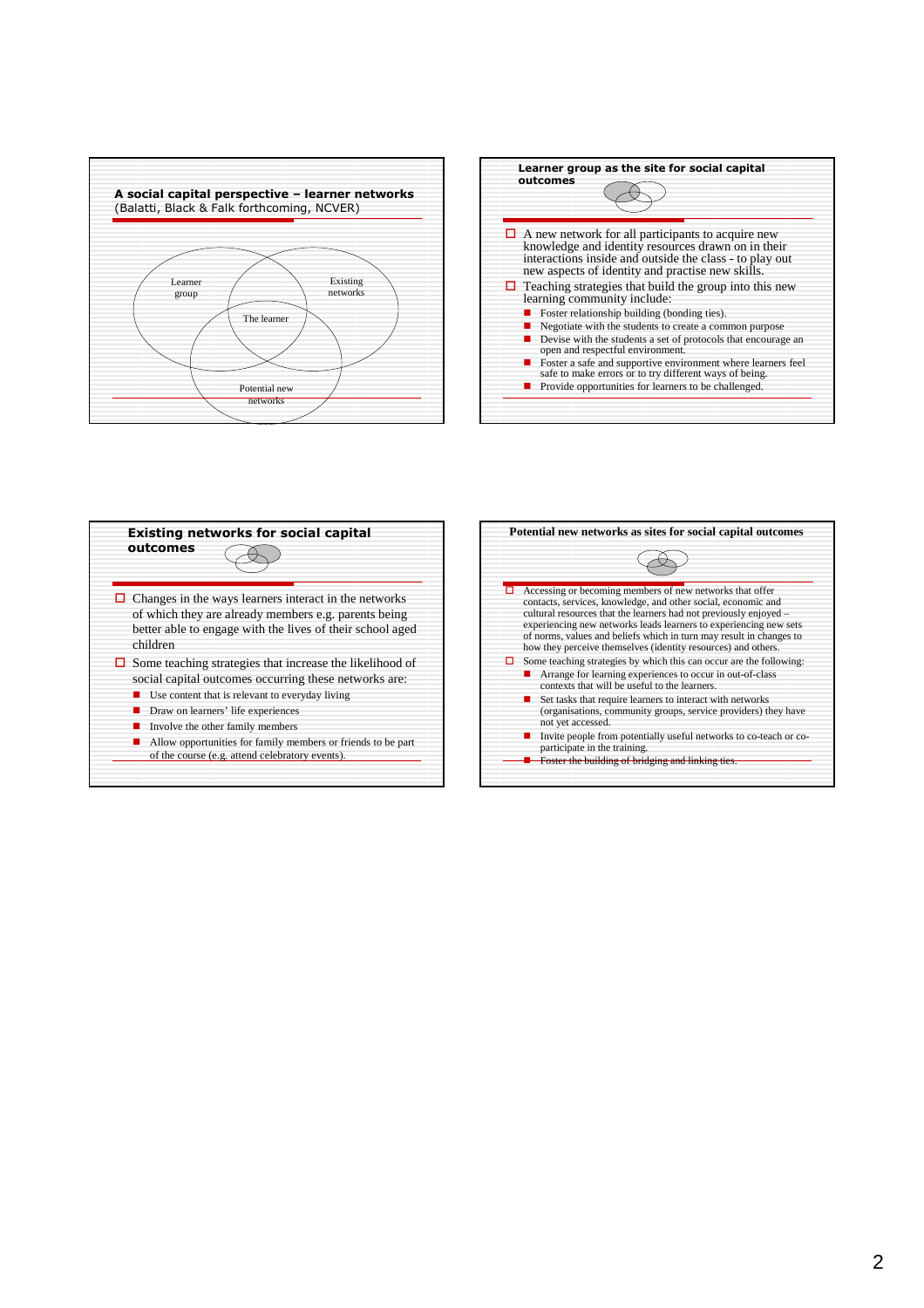## A social capital perspective – learner networks

(Balatti, Black & Falk forthcoming, NCVER)

Learner group

Existing networks

The learner

Potential new networks

## Learner group as the site for social capital outcomes

- A new network for all participants to acquire new knowledge and identity resources drawn on in their interactions inside and outside the class - to play out new aspects of identity and practise new skills.
- Teaching strategies that build the group into this new learning community include:
  - Foster relationship building (bonding ties).
  - Negotiate with the students to create a common purpose
  - Devise with the students a set of protocols that encourage an open and respectful environment.
  - Foster a safe and supportive environment where learners feel safe to make errors or to try different ways of being.
  - Provide opportunities for learners to be challenged.

## Existing networks for social capital outcomes

- Changes in the ways learners interact in the networks of which they are already members e.g. parents being better able to engage with the lives of their school aged children
- Some teaching strategies that increase the likelihood of social capital outcomes occurring these networks are:
  - Use content that is relevant to everyday living
  - Draw on learners' life experiences
  - Involve the other family members
  - Allow opportunities for family members or friends to be part of the course (e.g. attend celebratory events).

## Potential new networks as sites for social capital outcomes

- Accessing or becoming members of new networks that offer contacts, services, knowledge, and other social, economic and cultural resources that the learners had not previously enjoyed – experiencing new networks leads learners to experiencing new sets of norms, values and beliefs which in turn may result in changes to how they perceive themselves (identity resources) and others.
- Some teaching strategies by which this can occur are the following:
  - Arrange for learning experiences to occur in out-of-class contexts that will be useful to the learners.
  - Set tasks that require learners to interact with networks (organisations, community groups, service providers) they have not yet accessed.
  - Invite people from potentially useful networks to co-teach or co-participate in the training.
  - Foster the building of bridging and linking ties.